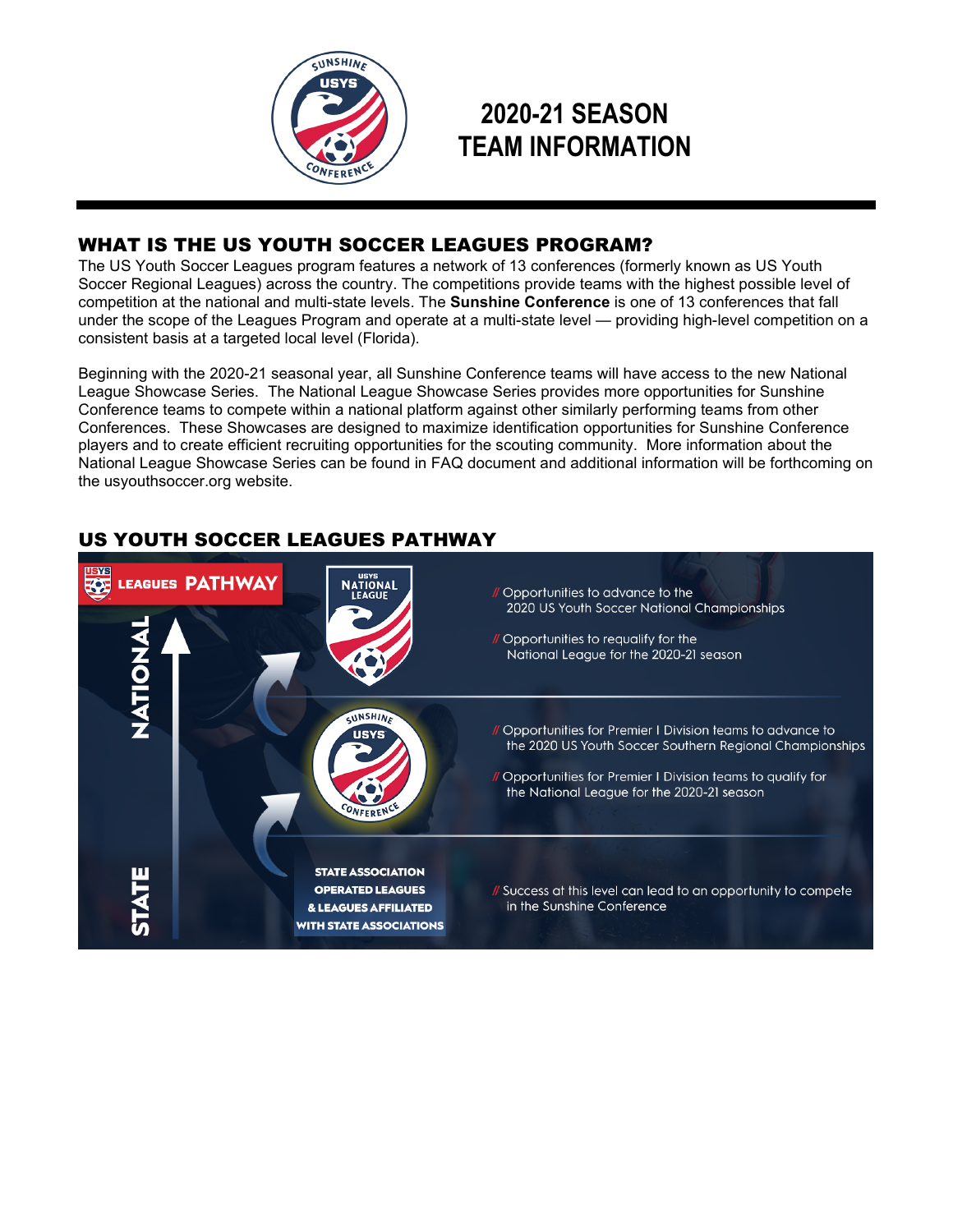# 2020-21 SEASON TEAM INFORMATION

## WHAT IS THE US YOUTH SOCCER LEAGUES PROGRAM?

The US Youth Soccer Leagues program features a network of 13 conferences (formerly known as US Youth Soccer Regional Leagues) across the country. The competitions provide teams with the highest possible level of competition at the national and multi-state levels. The **Sunshine Conference** is one of 13 conferences that fall under the scope of the Leagues Program and operate at a multi-state level — providing high-level competition on a consistent basis at a targeted local level (Florida).

Beginning with the 2020-21 seasonal year, all Sunshine Conference teams will have access to the new National League Showcase Series. The National League Showcase Series provides more opportunities for Sunshine Conference teams to compete within a national platform against other similarly performing teams from other Conferences. These Showcases are designed to maximize identification opportunities for Sunshine Conference players and to create efficient recruiting opportunities for the scouting community. More information about the National League Showcase Series can be found in FAQ document and additional information will be forthcoming on the usyouthsoccer.org website.

## US YOUTH SOCCER LEAGUES PATHWAY

LEAGUES PATHWAY

NATIONAL — USYS NATIONAL LEAGUE

- // Opportunities to advance to the 2020 US Youth Soccer National Championships
- // Opportunities to requalify for the National League for the 2020-21 season

SUNSHINE USYS CONFERENCE

- // Opportunities for Premier I Division teams to advance to the 2020 US Youth Soccer Southern Regional Championships
- // Opportunities for Premier I Division teams to qualify for the National League for the 2020-21 season

STATE — STATE ASSOCIATION OPERATED LEAGUES & LEAGUES AFFILIATED WITH STATE ASSOCIATIONS

- // Success at this level can lead to an opportunity to compete in the Sunshine Conference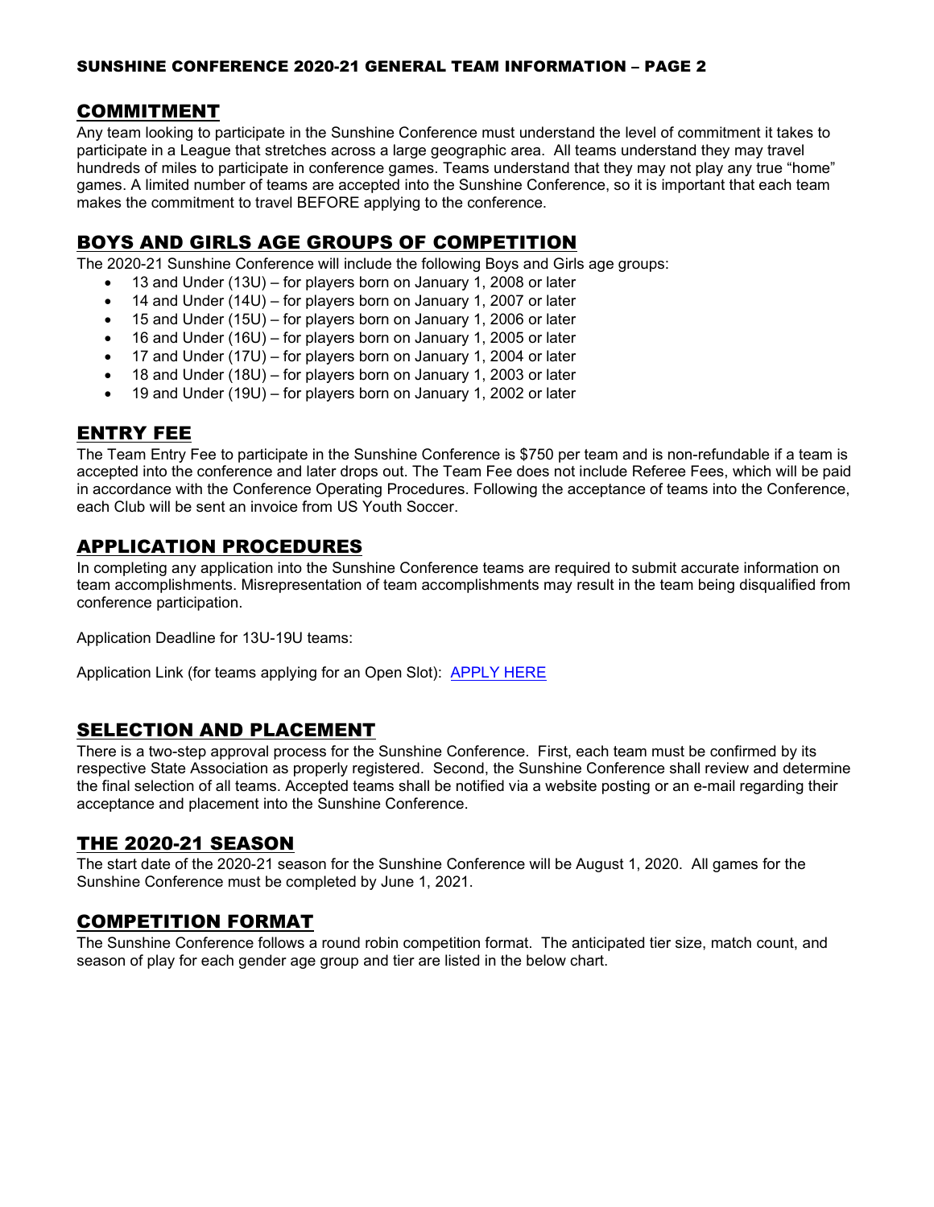## COMMITMENT

Any team looking to participate in the Sunshine Conference must understand the level of commitment it takes to participate in a League that stretches across a large geographic area. All teams understand they may travel hundreds of miles to participate in conference games. Teams understand that they may not play any true "home" games. A limited number of teams are accepted into the Sunshine Conference, so it is important that each team makes the commitment to travel BEFORE applying to the conference.

## BOYS AND GIRLS AGE GROUPS OF COMPETITION

The 2020-21 Sunshine Conference will include the following Boys and Girls age groups:

- 13 and Under (13U) – for players born on January 1, 2008 or later
- 14 and Under (14U) – for players born on January 1, 2007 or later
- 15 and Under (15U) – for players born on January 1, 2006 or later
- 16 and Under (16U) – for players born on January 1, 2005 or later
- 17 and Under (17U) – for players born on January 1, 2004 or later
- 18 and Under (18U) – for players born on January 1, 2003 or later
- 19 and Under (19U) – for players born on January 1, 2002 or later

## ENTRY FEE

The Team Entry Fee to participate in the Sunshine Conference is $750 per team and is non-refundable if a team is accepted into the conference and later drops out. The Team Fee does not include Referee Fees, which will be paid in accordance with the Conference Operating Procedures. Following the acceptance of teams into the Conference, each Club will be sent an invoice from US Youth Soccer.

## APPLICATION PROCEDURES

In completing any application into the Sunshine Conference teams are required to submit accurate information on team accomplishments. Misrepresentation of team accomplishments may result in the team being disqualified from conference participation.

Application Deadline for 13U-19U teams:

Application Link (for teams applying for an Open Slot): APPLY HERE

## SELECTION AND PLACEMENT

There is a two-step approval process for the Sunshine Conference. First, each team must be confirmed by its respective State Association as properly registered. Second, the Sunshine Conference shall review and determine the final selection of all teams. Accepted teams shall be notified via a website posting or an e-mail regarding their acceptance and placement into the Sunshine Conference.

## THE 2020-21 SEASON

The start date of the 2020-21 season for the Sunshine Conference will be August 1, 2020. All games for the Sunshine Conference must be completed by June 1, 2021.

## COMPETITION FORMAT

The Sunshine Conference follows a round robin competition format. The anticipated tier size, match count, and season of play for each gender age group and tier are listed in the below chart.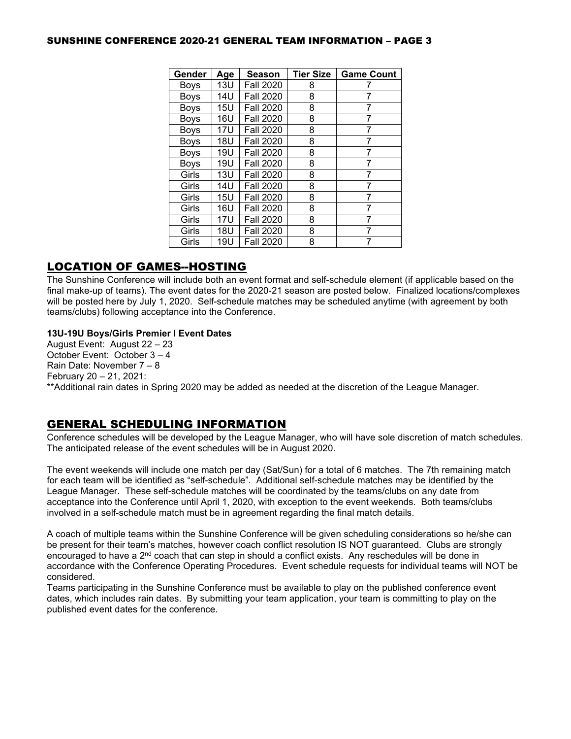| Gender | Age | Season | Tier Size | Game Count |
|---|---|---|---|---|
| Boys | 13U | Fall 2020 | 8 | 7 |
| Boys | 14U | Fall 2020 | 8 | 7 |
| Boys | 15U | Fall 2020 | 8 | 7 |
| Boys | 16U | Fall 2020 | 8 | 7 |
| Boys | 17U | Fall 2020 | 8 | 7 |
| Boys | 18U | Fall 2020 | 8 | 7 |
| Boys | 19U | Fall 2020 | 8 | 7 |
| Boys | 19U | Fall 2020 | 8 | 7 |
| Girls | 13U | Fall 2020 | 8 | 7 |
| Girls | 14U | Fall 2020 | 8 | 7 |
| Girls | 15U | Fall 2020 | 8 | 7 |
| Girls | 16U | Fall 2020 | 8 | 7 |
| Girls | 17U | Fall 2020 | 8 | 7 |
| Girls | 18U | Fall 2020 | 8 | 7 |
| Girls | 19U | Fall 2020 | 8 | 7 |

## LOCATION OF GAMES--HOSTING

The Sunshine Conference will include both an event format and self-schedule element (if applicable based on the final make-up of teams). The event dates for the 2020-21 season are posted below. Finalized locations/complexes will be posted here by July 1, 2020. Self-schedule matches may be scheduled anytime (with agreement by both teams/clubs) following acceptance into the Conference.

**13U-19U Boys/Girls Premier I Event Dates**

August Event: August 22 – 23
October Event: October 3 – 4
Rain Date: November 7 – 8
February 20 – 21, 2021:
**Additional rain dates in Spring 2020 may be added as needed at the discretion of the League Manager.

## GENERAL SCHEDULING INFORMATION

Conference schedules will be developed by the League Manager, who will have sole discretion of match schedules. The anticipated release of the event schedules will be in August 2020.

The event weekends will include one match per day (Sat/Sun) for a total of 6 matches. The 7th remaining match for each team will be identified as "self-schedule". Additional self-schedule matches may be identified by the League Manager. These self-schedule matches will be coordinated by the teams/clubs on any date from acceptance into the Conference until April 1, 2020, with exception to the event weekends. Both teams/clubs involved in a self-schedule match must be in agreement regarding the final match details.

A coach of multiple teams within the Sunshine Conference will be given scheduling considerations so he/she can be present for their team's matches, however coach conflict resolution IS NOT guaranteed. Clubs are strongly encouraged to have a 2nd coach that can step in should a conflict exists. Any reschedules will be done in accordance with the Conference Operating Procedures. Event schedule requests for individual teams will NOT be considered.

Teams participating in the Sunshine Conference must be available to play on the published conference event dates, which includes rain dates. By submitting your team application, your team is committing to play on the published event dates for the conference.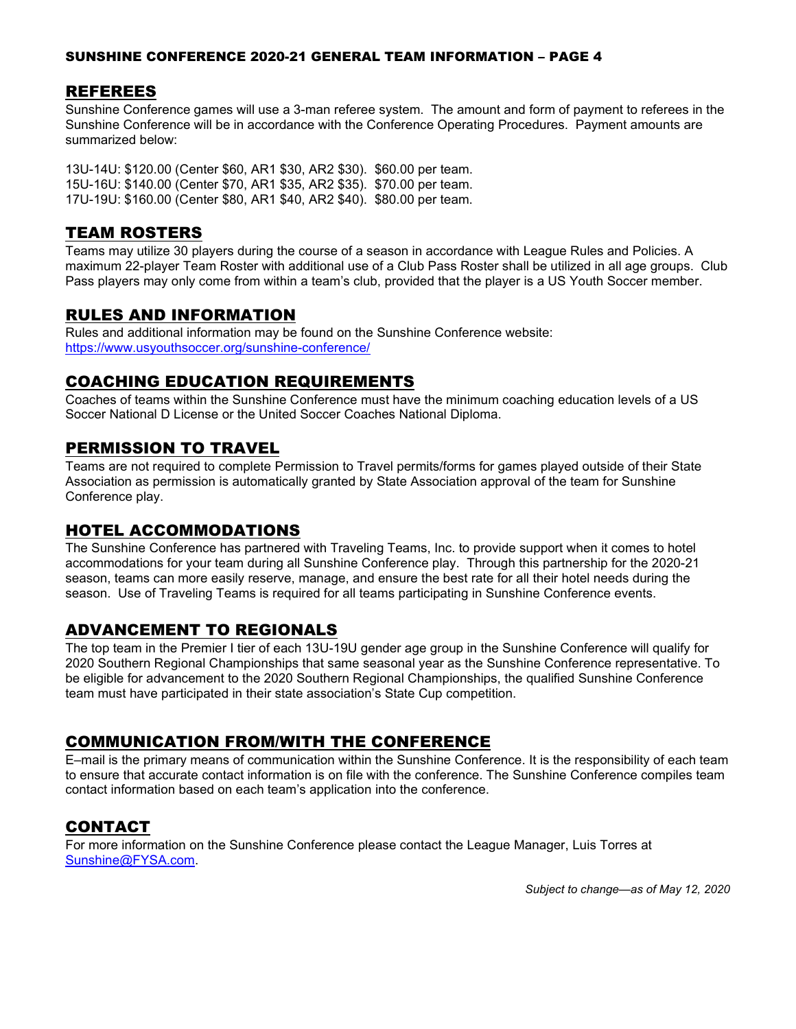## REFEREES

Sunshine Conference games will use a 3-man referee system. The amount and form of payment to referees in the Sunshine Conference will be in accordance with the Conference Operating Procedures. Payment amounts are summarized below:

13U-14U: $120.00 (Center $60, AR1 $30, AR2 $30). $60.00 per team.
15U-16U: $140.00 (Center $70, AR1 $35, AR2 $35). $70.00 per team.
17U-19U: $160.00 (Center $80, AR1 $40, AR2 $40). $80.00 per team.

## TEAM ROSTERS

Teams may utilize 30 players during the course of a season in accordance with League Rules and Policies. A maximum 22-player Team Roster with additional use of a Club Pass Roster shall be utilized in all age groups. Club Pass players may only come from within a team's club, provided that the player is a US Youth Soccer member.

## RULES AND INFORMATION

Rules and additional information may be found on the Sunshine Conference website:
https://www.usyouthsoccer.org/sunshine-conference/

## COACHING EDUCATION REQUIREMENTS

Coaches of teams within the Sunshine Conference must have the minimum coaching education levels of a US Soccer National D License or the United Soccer Coaches National Diploma.

## PERMISSION TO TRAVEL

Teams are not required to complete Permission to Travel permits/forms for games played outside of their State Association as permission is automatically granted by State Association approval of the team for Sunshine Conference play.

## HOTEL ACCOMMODATIONS

The Sunshine Conference has partnered with Traveling Teams, Inc. to provide support when it comes to hotel accommodations for your team during all Sunshine Conference play. Through this partnership for the 2020-21 season, teams can more easily reserve, manage, and ensure the best rate for all their hotel needs during the season. Use of Traveling Teams is required for all teams participating in Sunshine Conference events.

## ADVANCEMENT TO REGIONALS

The top team in the Premier I tier of each 13U-19U gender age group in the Sunshine Conference will qualify for 2020 Southern Regional Championships that same seasonal year as the Sunshine Conference representative. To be eligible for advancement to the 2020 Southern Regional Championships, the qualified Sunshine Conference team must have participated in their state association's State Cup competition.

## COMMUNICATION FROM/WITH THE CONFERENCE

E–mail is the primary means of communication within the Sunshine Conference. It is the responsibility of each team to ensure that accurate contact information is on file with the conference. The Sunshine Conference compiles team contact information based on each team's application into the conference.

## CONTACT

For more information on the Sunshine Conference please contact the League Manager, Luis Torres at Sunshine@FYSA.com.

*Subject to change—as of May 12, 2020*